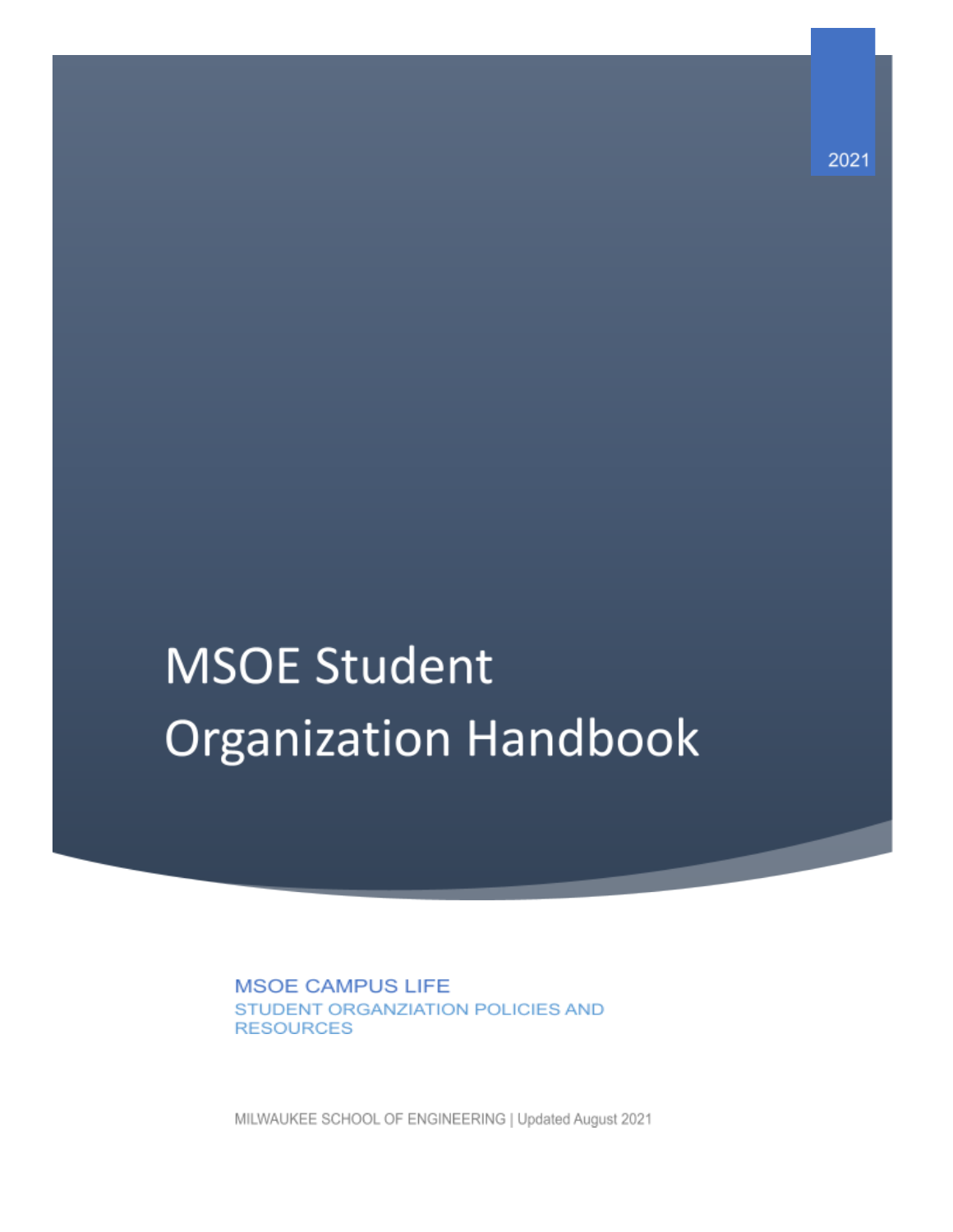2021

# MSOE Student Organization Handbook

MSOE CAMPUS LIFE

STUDENT ORGANZIATION POLICIES AND RESOURCES

MILWAUKEE SCHOOL OF ENGINEERING | Updated August 2021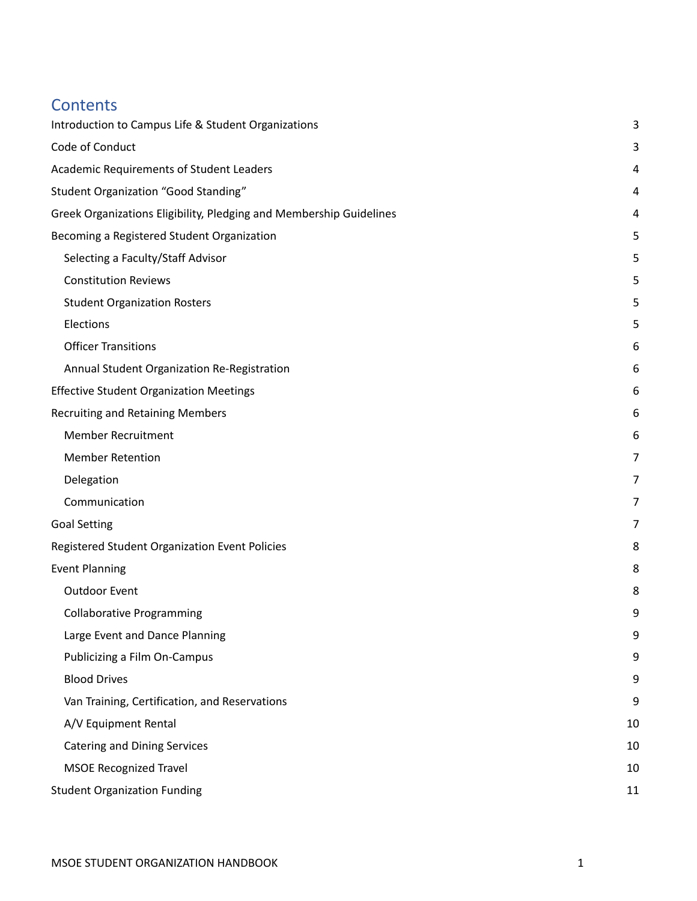# Contents

| | |
|---|---|
| Introduction to Campus Life & Student Organizations | 3 |
| Code of Conduct | 3 |
| Academic Requirements of Student Leaders | 4 |
| Student Organization "Good Standing" | 4 |
| Greek Organizations Eligibility, Pledging and Membership Guidelines | 4 |
| Becoming a Registered Student Organization | 5 |
| &nbsp;&nbsp;&nbsp;&nbsp;Selecting a Faculty/Staff Advisor | 5 |
| &nbsp;&nbsp;&nbsp;&nbsp;Constitution Reviews | 5 |
| &nbsp;&nbsp;&nbsp;&nbsp;Student Organization Rosters | 5 |
| &nbsp;&nbsp;&nbsp;&nbsp;Elections | 5 |
| &nbsp;&nbsp;&nbsp;&nbsp;Officer Transitions | 6 |
| &nbsp;&nbsp;&nbsp;&nbsp;Annual Student Organization Re-Registration | 6 |
| Effective Student Organization Meetings | 6 |
| Recruiting and Retaining Members | 6 |
| &nbsp;&nbsp;&nbsp;&nbsp;Member Recruitment | 6 |
| &nbsp;&nbsp;&nbsp;&nbsp;Member Retention | 7 |
| &nbsp;&nbsp;&nbsp;&nbsp;Delegation | 7 |
| &nbsp;&nbsp;&nbsp;&nbsp;Communication | 7 |
| Goal Setting | 7 |
| Registered Student Organization Event Policies | 8 |
| Event Planning | 8 |
| &nbsp;&nbsp;&nbsp;&nbsp;Outdoor Event | 8 |
| &nbsp;&nbsp;&nbsp;&nbsp;Collaborative Programming | 9 |
| &nbsp;&nbsp;&nbsp;&nbsp;Large Event and Dance Planning | 9 |
| &nbsp;&nbsp;&nbsp;&nbsp;Publicizing a Film On-Campus | 9 |
| &nbsp;&nbsp;&nbsp;&nbsp;Blood Drives | 9 |
| &nbsp;&nbsp;&nbsp;&nbsp;Van Training, Certification, and Reservations | 9 |
| &nbsp;&nbsp;&nbsp;&nbsp;A/V Equipment Rental | 10 |
| &nbsp;&nbsp;&nbsp;&nbsp;Catering and Dining Services | 10 |
| &nbsp;&nbsp;&nbsp;&nbsp;MSOE Recognized Travel | 10 |
| Student Organization Funding | 11 |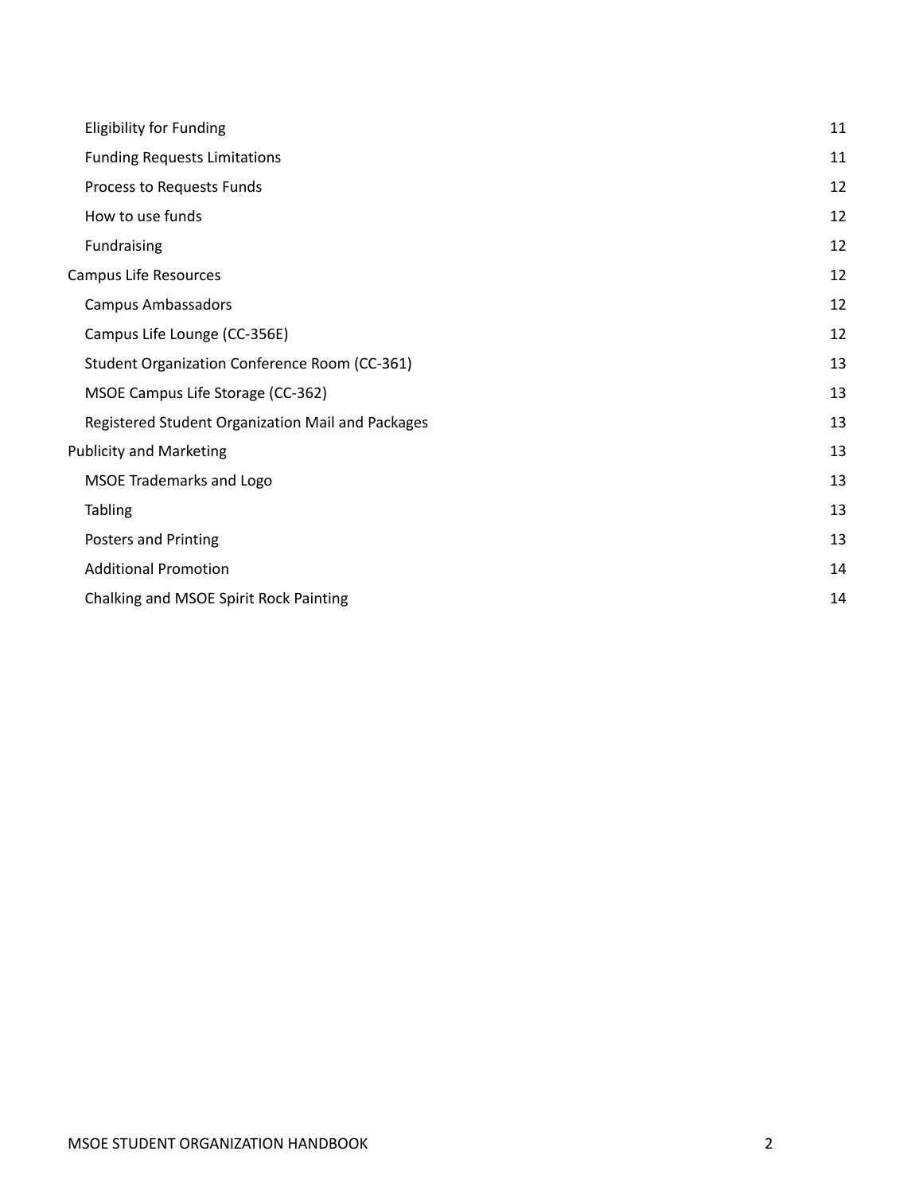| | |
|---|---|
| &nbsp;&nbsp;&nbsp;&nbsp;Eligibility for Funding | 11 |
| &nbsp;&nbsp;&nbsp;&nbsp;Funding Requests Limitations | 11 |
| &nbsp;&nbsp;&nbsp;&nbsp;Process to Requests Funds | 12 |
| &nbsp;&nbsp;&nbsp;&nbsp;How to use funds | 12 |
| &nbsp;&nbsp;&nbsp;&nbsp;Fundraising | 12 |
| Campus Life Resources | 12 |
| &nbsp;&nbsp;&nbsp;&nbsp;Campus Ambassadors | 12 |
| &nbsp;&nbsp;&nbsp;&nbsp;Campus Life Lounge (CC-356E) | 12 |
| &nbsp;&nbsp;&nbsp;&nbsp;Student Organization Conference Room (CC-361) | 13 |
| &nbsp;&nbsp;&nbsp;&nbsp;MSOE Campus Life Storage (CC-362) | 13 |
| &nbsp;&nbsp;&nbsp;&nbsp;Registered Student Organization Mail and Packages | 13 |
| Publicity and Marketing | 13 |
| &nbsp;&nbsp;&nbsp;&nbsp;MSOE Trademarks and Logo | 13 |
| &nbsp;&nbsp;&nbsp;&nbsp;Tabling | 13 |
| &nbsp;&nbsp;&nbsp;&nbsp;Posters and Printing | 13 |
| &nbsp;&nbsp;&nbsp;&nbsp;Additional Promotion | 14 |
| &nbsp;&nbsp;&nbsp;&nbsp;Chalking and MSOE Spirit Rock Painting | 14 |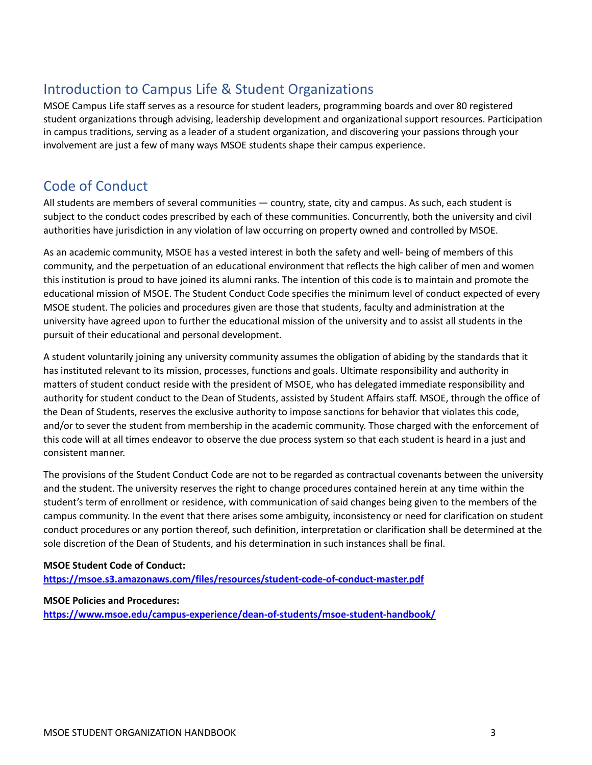## Introduction to Campus Life & Student Organizations

MSOE Campus Life staff serves as a resource for student leaders, programming boards and over 80 registered student organizations through advising, leadership development and organizational support resources. Participation in campus traditions, serving as a leader of a student organization, and discovering your passions through your involvement are just a few of many ways MSOE students shape their campus experience.

## Code of Conduct

All students are members of several communities — country, state, city and campus. As such, each student is subject to the conduct codes prescribed by each of these communities. Concurrently, both the university and civil authorities have jurisdiction in any violation of law occurring on property owned and controlled by MSOE.

As an academic community, MSOE has a vested interest in both the safety and well- being of members of this community, and the perpetuation of an educational environment that reflects the high caliber of men and women this institution is proud to have joined its alumni ranks. The intention of this code is to maintain and promote the educational mission of MSOE. The Student Conduct Code specifies the minimum level of conduct expected of every MSOE student. The policies and procedures given are those that students, faculty and administration at the university have agreed upon to further the educational mission of the university and to assist all students in the pursuit of their educational and personal development.

A student voluntarily joining any university community assumes the obligation of abiding by the standards that it has instituted relevant to its mission, processes, functions and goals. Ultimate responsibility and authority in matters of student conduct reside with the president of MSOE, who has delegated immediate responsibility and authority for student conduct to the Dean of Students, assisted by Student Affairs staff. MSOE, through the office of the Dean of Students, reserves the exclusive authority to impose sanctions for behavior that violates this code, and/or to sever the student from membership in the academic community. Those charged with the enforcement of this code will at all times endeavor to observe the due process system so that each student is heard in a just and consistent manner.

The provisions of the Student Conduct Code are not to be regarded as contractual covenants between the university and the student. The university reserves the right to change procedures contained herein at any time within the student's term of enrollment or residence, with communication of said changes being given to the members of the campus community. In the event that there arises some ambiguity, inconsistency or need for clarification on student conduct procedures or any portion thereof, such definition, interpretation or clarification shall be determined at the sole discretion of the Dean of Students, and his determination in such instances shall be final.

**MSOE Student Code of Conduct:**
**https://msoe.s3.amazonaws.com/files/resources/student-code-of-conduct-master.pdf**

**MSOE Policies and Procedures:**
**https://www.msoe.edu/campus-experience/dean-of-students/msoe-student-handbook/**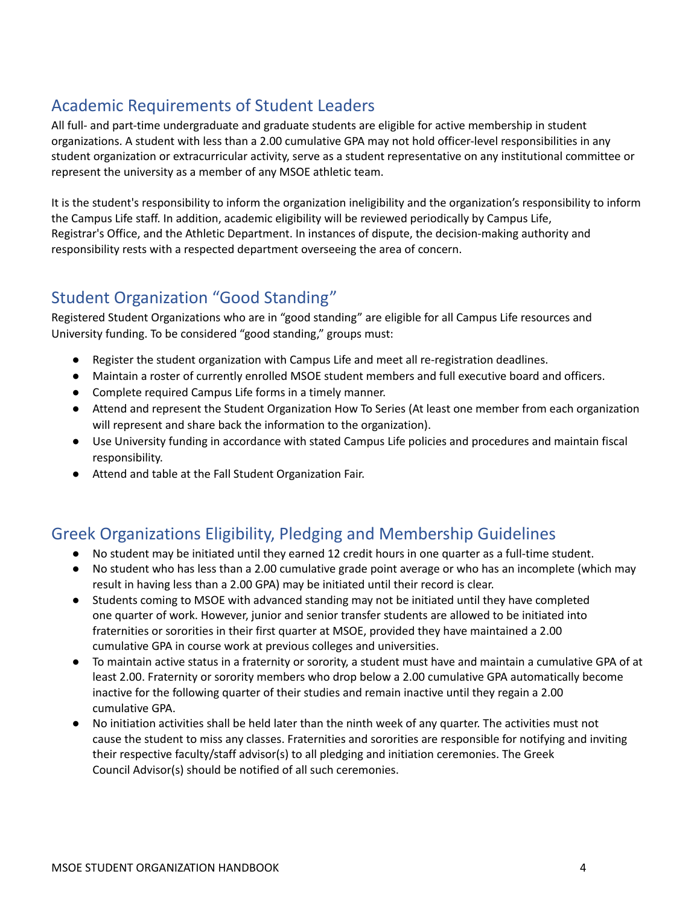## Academic Requirements of Student Leaders

All full- and part-time undergraduate and graduate students are eligible for active membership in student organizations. A student with less than a 2.00 cumulative GPA may not hold officer-level responsibilities in any student organization or extracurricular activity, serve as a student representative on any institutional committee or represent the university as a member of any MSOE athletic team.

It is the student's responsibility to inform the organization ineligibility and the organization's responsibility to inform the Campus Life staff. In addition, academic eligibility will be reviewed periodically by Campus Life, Registrar's Office, and the Athletic Department. In instances of dispute, the decision-making authority and responsibility rests with a respected department overseeing the area of concern.

## Student Organization "Good Standing"

Registered Student Organizations who are in "good standing" are eligible for all Campus Life resources and University funding. To be considered "good standing," groups must:

- Register the student organization with Campus Life and meet all re-registration deadlines.
- Maintain a roster of currently enrolled MSOE student members and full executive board and officers.
- Complete required Campus Life forms in a timely manner.
- Attend and represent the Student Organization How To Series (At least one member from each organization will represent and share back the information to the organization).
- Use University funding in accordance with stated Campus Life policies and procedures and maintain fiscal responsibility.
- Attend and table at the Fall Student Organization Fair.

## Greek Organizations Eligibility, Pledging and Membership Guidelines

- No student may be initiated until they earned 12 credit hours in one quarter as a full-time student.
- No student who has less than a 2.00 cumulative grade point average or who has an incomplete (which may result in having less than a 2.00 GPA) may be initiated until their record is clear.
- Students coming to MSOE with advanced standing may not be initiated until they have completed one quarter of work. However, junior and senior transfer students are allowed to be initiated into fraternities or sororities in their first quarter at MSOE, provided they have maintained a 2.00 cumulative GPA in course work at previous colleges and universities.
- To maintain active status in a fraternity or sorority, a student must have and maintain a cumulative GPA of at least 2.00. Fraternity or sorority members who drop below a 2.00 cumulative GPA automatically become inactive for the following quarter of their studies and remain inactive until they regain a 2.00 cumulative GPA.
- No initiation activities shall be held later than the ninth week of any quarter. The activities must not cause the student to miss any classes. Fraternities and sororities are responsible for notifying and inviting their respective faculty/staff advisor(s) to all pledging and initiation ceremonies. The Greek Council Advisor(s) should be notified of all such ceremonies.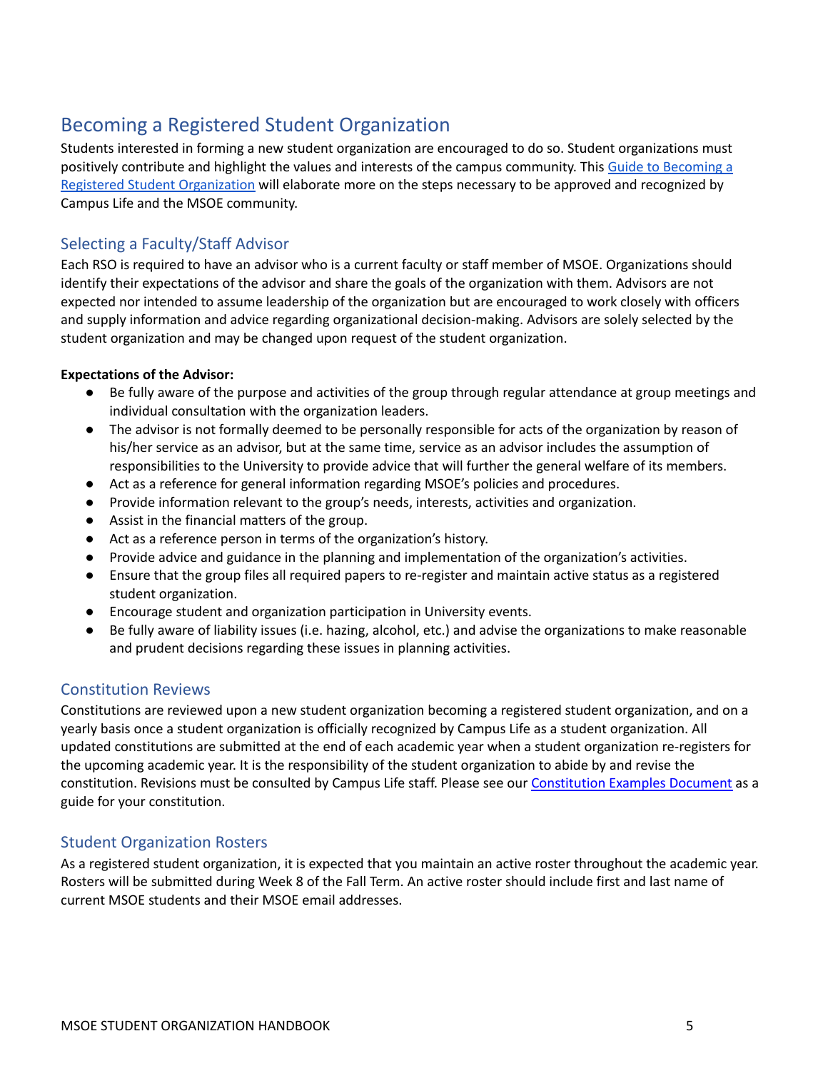## Becoming a Registered Student Organization

Students interested in forming a new student organization are encouraged to do so. Student organizations must positively contribute and highlight the values and interests of the campus community. This [Guide to Becoming a Registered Student Organization]() will elaborate more on the steps necessary to be approved and recognized by Campus Life and the MSOE community.

### Selecting a Faculty/Staff Advisor

Each RSO is required to have an advisor who is a current faculty or staff member of MSOE. Organizations should identify their expectations of the advisor and share the goals of the organization with them. Advisors are not expected nor intended to assume leadership of the organization but are encouraged to work closely with officers and supply information and advice regarding organizational decision-making. Advisors are solely selected by the student organization and may be changed upon request of the student organization.

**Expectations of the Advisor:**

- Be fully aware of the purpose and activities of the group through regular attendance at group meetings and individual consultation with the organization leaders.
- The advisor is not formally deemed to be personally responsible for acts of the organization by reason of his/her service as an advisor, but at the same time, service as an advisor includes the assumption of responsibilities to the University to provide advice that will further the general welfare of its members.
- Act as a reference for general information regarding MSOE's policies and procedures.
- Provide information relevant to the group's needs, interests, activities and organization.
- Assist in the financial matters of the group.
- Act as a reference person in terms of the organization's history.
- Provide advice and guidance in the planning and implementation of the organization's activities.
- Ensure that the group files all required papers to re-register and maintain active status as a registered student organization.
- Encourage student and organization participation in University events.
- Be fully aware of liability issues (i.e. hazing, alcohol, etc.) and advise the organizations to make reasonable and prudent decisions regarding these issues in planning activities.

### Constitution Reviews

Constitutions are reviewed upon a new student organization becoming a registered student organization, and on a yearly basis once a student organization is officially recognized by Campus Life as a student organization. All updated constitutions are submitted at the end of each academic year when a student organization re-registers for the upcoming academic year. It is the responsibility of the student organization to abide by and revise the constitution. Revisions must be consulted by Campus Life staff. Please see our [Constitution Examples Document]() as a guide for your constitution.

### Student Organization Rosters

As a registered student organization, it is expected that you maintain an active roster throughout the academic year. Rosters will be submitted during Week 8 of the Fall Term. An active roster should include first and last name of current MSOE students and their MSOE email addresses.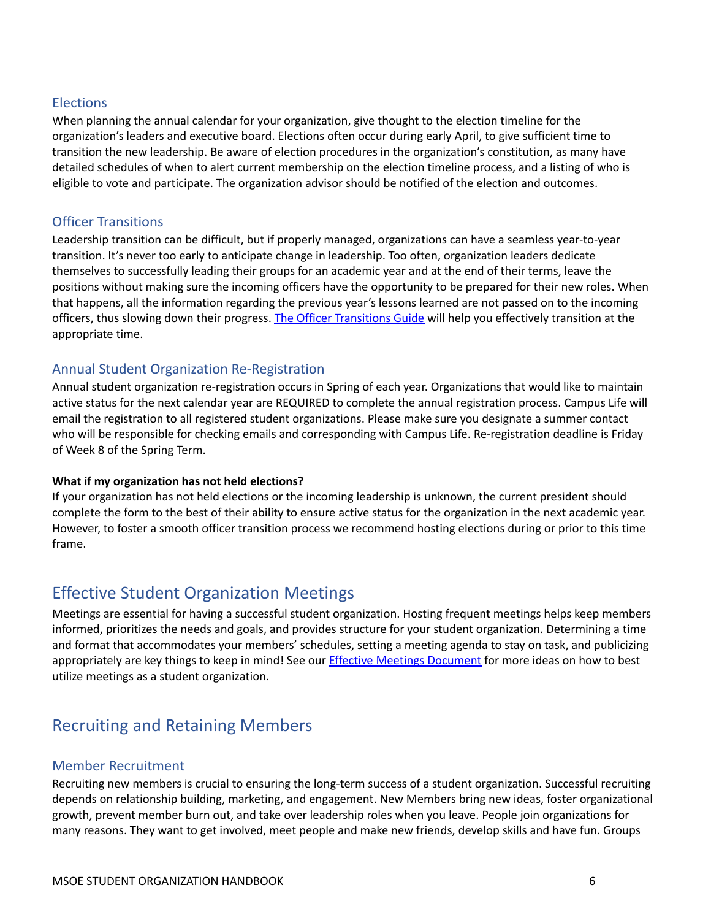### Elections

When planning the annual calendar for your organization, give thought to the election timeline for the organization's leaders and executive board. Elections often occur during early April, to give sufficient time to transition the new leadership. Be aware of election procedures in the organization's constitution, as many have detailed schedules of when to alert current membership on the election timeline process, and a listing of who is eligible to vote and participate. The organization advisor should be notified of the election and outcomes.

### Officer Transitions

Leadership transition can be difficult, but if properly managed, organizations can have a seamless year-to-year transition. It's never too early to anticipate change in leadership. Too often, organization leaders dedicate themselves to successfully leading their groups for an academic year and at the end of their terms, leave the positions without making sure the incoming officers have the opportunity to be prepared for their new roles. When that happens, all the information regarding the previous year's lessons learned are not passed on to the incoming officers, thus slowing down their progress. The Officer Transitions Guide will help you effectively transition at the appropriate time.

### Annual Student Organization Re-Registration

Annual student organization re-registration occurs in Spring of each year. Organizations that would like to maintain active status for the next calendar year are REQUIRED to complete the annual registration process. Campus Life will email the registration to all registered student organizations. Please make sure you designate a summer contact who will be responsible for checking emails and corresponding with Campus Life. Re-registration deadline is Friday of Week 8 of the Spring Term.

**What if my organization has not held elections?**

If your organization has not held elections or the incoming leadership is unknown, the current president should complete the form to the best of their ability to ensure active status for the organization in the next academic year. However, to foster a smooth officer transition process we recommend hosting elections during or prior to this time frame.

## Effective Student Organization Meetings

Meetings are essential for having a successful student organization. Hosting frequent meetings helps keep members informed, prioritizes the needs and goals, and provides structure for your student organization. Determining a time and format that accommodates your members' schedules, setting a meeting agenda to stay on task, and publicizing appropriately are key things to keep in mind! See our Effective Meetings Document for more ideas on how to best utilize meetings as a student organization.

## Recruiting and Retaining Members

### Member Recruitment

Recruiting new members is crucial to ensuring the long-term success of a student organization. Successful recruiting depends on relationship building, marketing, and engagement. New Members bring new ideas, foster organizational growth, prevent member burn out, and take over leadership roles when you leave. People join organizations for many reasons. They want to get involved, meet people and make new friends, develop skills and have fun. Groups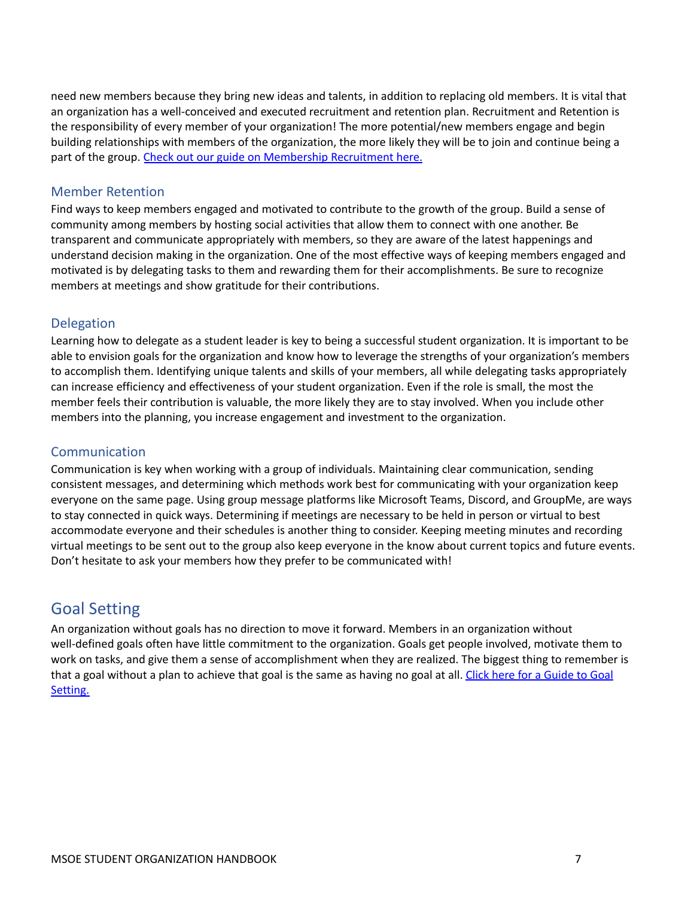need new members because they bring new ideas and talents, in addition to replacing old members. It is vital that an organization has a well-conceived and executed recruitment and retention plan. Recruitment and Retention is the responsibility of every member of your organization! The more potential/new members engage and begin building relationships with members of the organization, the more likely they will be to join and continue being a part of the group. [Check out our guide on Membership Recruitment here.]()

### Member Retention

Find ways to keep members engaged and motivated to contribute to the growth of the group. Build a sense of community among members by hosting social activities that allow them to connect with one another. Be transparent and communicate appropriately with members, so they are aware of the latest happenings and understand decision making in the organization. One of the most effective ways of keeping members engaged and motivated is by delegating tasks to them and rewarding them for their accomplishments. Be sure to recognize members at meetings and show gratitude for their contributions.

### Delegation

Learning how to delegate as a student leader is key to being a successful student organization. It is important to be able to envision goals for the organization and know how to leverage the strengths of your organization's members to accomplish them. Identifying unique talents and skills of your members, all while delegating tasks appropriately can increase efficiency and effectiveness of your student organization. Even if the role is small, the most the member feels their contribution is valuable, the more likely they are to stay involved. When you include other members into the planning, you increase engagement and investment to the organization.

### Communication

Communication is key when working with a group of individuals. Maintaining clear communication, sending consistent messages, and determining which methods work best for communicating with your organization keep everyone on the same page. Using group message platforms like Microsoft Teams, Discord, and GroupMe, are ways to stay connected in quick ways. Determining if meetings are necessary to be held in person or virtual to best accommodate everyone and their schedules is another thing to consider. Keeping meeting minutes and recording virtual meetings to be sent out to the group also keep everyone in the know about current topics and future events. Don't hesitate to ask your members how they prefer to be communicated with!

## Goal Setting

An organization without goals has no direction to move it forward. Members in an organization without well-defined goals often have little commitment to the organization. Goals get people involved, motivate them to work on tasks, and give them a sense of accomplishment when they are realized. The biggest thing to remember is that a goal without a plan to achieve that goal is the same as having no goal at all. [Click here for a Guide to Goal Setting.]()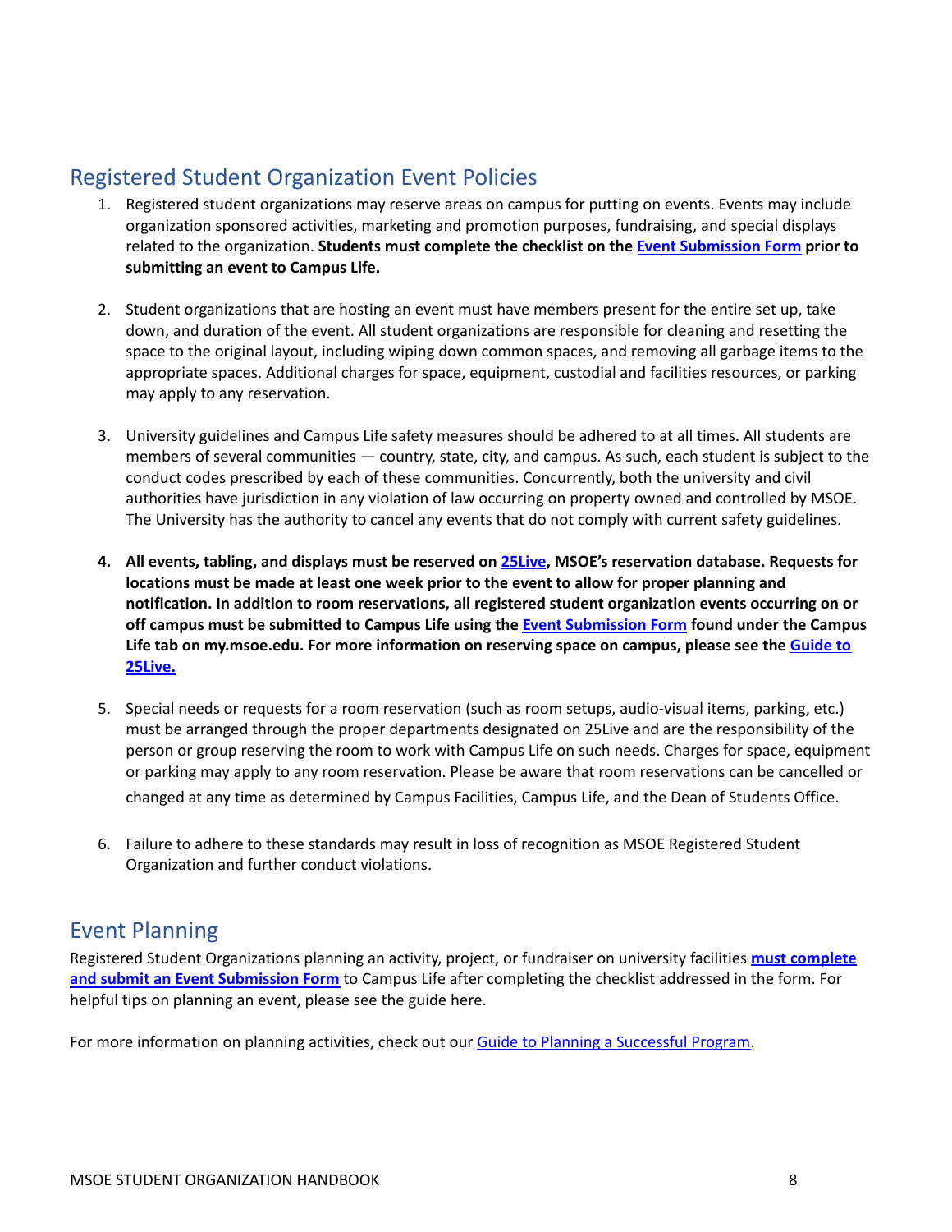## Registered Student Organization Event Policies

1. Registered student organizations may reserve areas on campus for putting on events. Events may include organization sponsored activities, marketing and promotion purposes, fundraising, and special displays related to the organization. **Students must complete the checklist on the Event Submission Form prior to submitting an event to Campus Life.**

2. Student organizations that are hosting an event must have members present for the entire set up, take down, and duration of the event. All student organizations are responsible for cleaning and resetting the space to the original layout, including wiping down common spaces, and removing all garbage items to the appropriate spaces. Additional charges for space, equipment, custodial and facilities resources, or parking may apply to any reservation.

3. University guidelines and Campus Life safety measures should be adhered to at all times. All students are members of several communities — country, state, city, and campus. As such, each student is subject to the conduct codes prescribed by each of these communities. Concurrently, both the university and civil authorities have jurisdiction in any violation of law occurring on property owned and controlled by MSOE. The University has the authority to cancel any events that do not comply with current safety guidelines.

4. **All events, tabling, and displays must be reserved on 25Live, MSOE's reservation database. Requests for locations must be made at least one week prior to the event to allow for proper planning and notification. In addition to room reservations, all registered student organization events occurring on or off campus must be submitted to Campus Life using the Event Submission Form found under the Campus Life tab on my.msoe.edu. For more information on reserving space on campus, please see the Guide to 25Live.**

5. Special needs or requests for a room reservation (such as room setups, audio-visual items, parking, etc.) must be arranged through the proper departments designated on 25Live and are the responsibility of the person or group reserving the room to work with Campus Life on such needs. Charges for space, equipment or parking may apply to any room reservation. Please be aware that room reservations can be cancelled or changed at any time as determined by Campus Facilities, Campus Life, and the Dean of Students Office.

6. Failure to adhere to these standards may result in loss of recognition as MSOE Registered Student Organization and further conduct violations.

## Event Planning

Registered Student Organizations planning an activity, project, or fundraiser on university facilities **must complete and submit an Event Submission Form** to Campus Life after completing the checklist addressed in the form. For helpful tips on planning an event, please see the guide here.

For more information on planning activities, check out our Guide to Planning a Successful Program.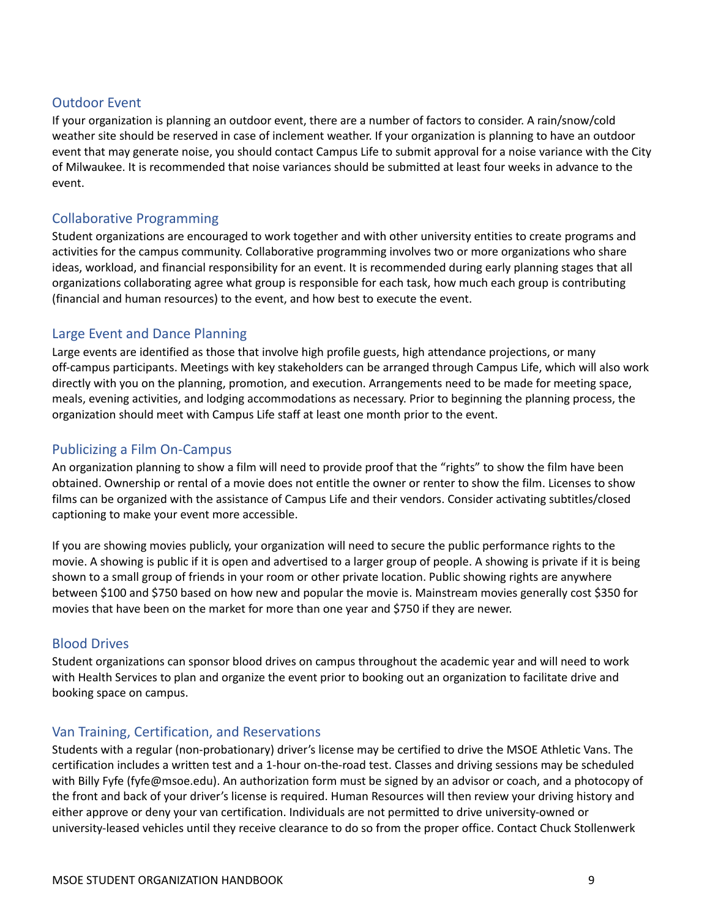## Outdoor Event

If your organization is planning an outdoor event, there are a number of factors to consider. A rain/snow/cold weather site should be reserved in case of inclement weather. If your organization is planning to have an outdoor event that may generate noise, you should contact Campus Life to submit approval for a noise variance with the City of Milwaukee. It is recommended that noise variances should be submitted at least four weeks in advance to the event.

## Collaborative Programming

Student organizations are encouraged to work together and with other university entities to create programs and activities for the campus community. Collaborative programming involves two or more organizations who share ideas, workload, and financial responsibility for an event. It is recommended during early planning stages that all organizations collaborating agree what group is responsible for each task, how much each group is contributing (financial and human resources) to the event, and how best to execute the event.

## Large Event and Dance Planning

Large events are identified as those that involve high profile guests, high attendance projections, or many off-campus participants. Meetings with key stakeholders can be arranged through Campus Life, which will also work directly with you on the planning, promotion, and execution. Arrangements need to be made for meeting space, meals, evening activities, and lodging accommodations as necessary. Prior to beginning the planning process, the organization should meet with Campus Life staff at least one month prior to the event.

## Publicizing a Film On-Campus

An organization planning to show a film will need to provide proof that the "rights" to show the film have been obtained. Ownership or rental of a movie does not entitle the owner or renter to show the film. Licenses to show films can be organized with the assistance of Campus Life and their vendors. Consider activating subtitles/closed captioning to make your event more accessible.

If you are showing movies publicly, your organization will need to secure the public performance rights to the movie. A showing is public if it is open and advertised to a larger group of people. A showing is private if it is being shown to a small group of friends in your room or other private location. Public showing rights are anywhere between $100 and $750 based on how new and popular the movie is. Mainstream movies generally cost $350 for movies that have been on the market for more than one year and $750 if they are newer.

## Blood Drives

Student organizations can sponsor blood drives on campus throughout the academic year and will need to work with Health Services to plan and organize the event prior to booking out an organization to facilitate drive and booking space on campus.

## Van Training, Certification, and Reservations

Students with a regular (non-probationary) driver's license may be certified to drive the MSOE Athletic Vans. The certification includes a written test and a 1-hour on-the-road test. Classes and driving sessions may be scheduled with Billy Fyfe (fyfe@msoe.edu). An authorization form must be signed by an advisor or coach, and a photocopy of the front and back of your driver's license is required. Human Resources will then review your driving history and either approve or deny your van certification. Individuals are not permitted to drive university-owned or university-leased vehicles until they receive clearance to do so from the proper office. Contact Chuck Stollenwerk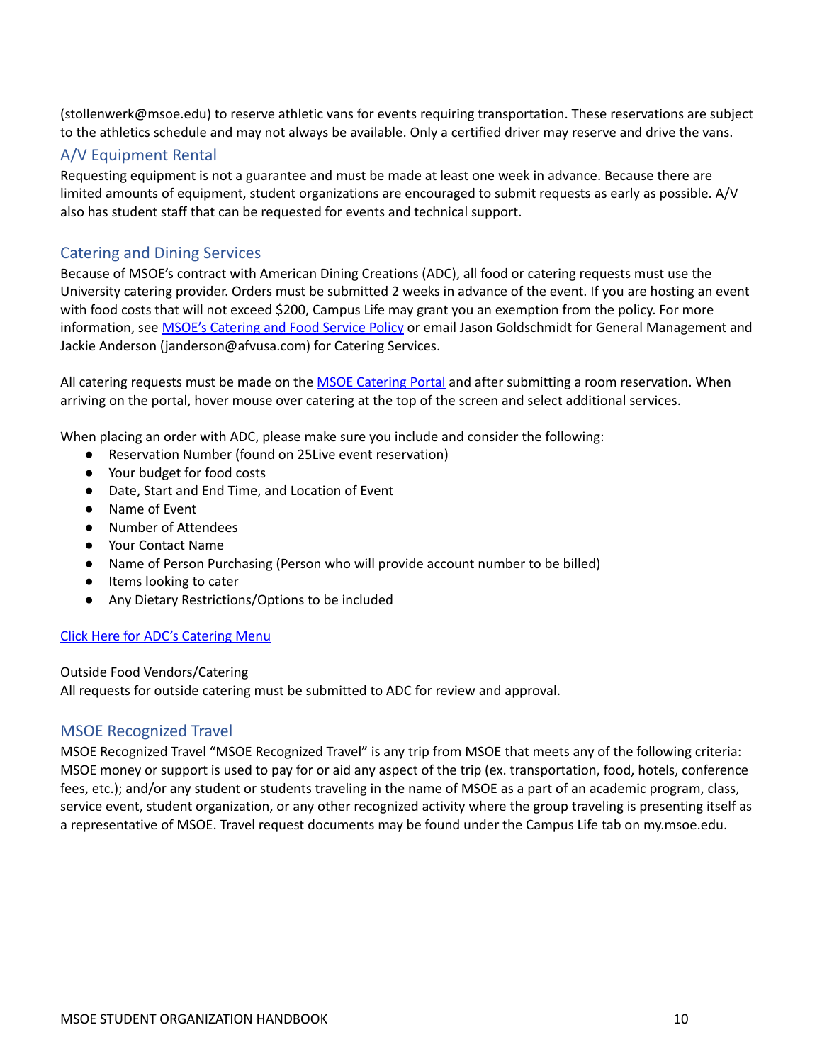(stollenwerk@msoe.edu) to reserve athletic vans for events requiring transportation. These reservations are subject to the athletics schedule and may not always be available. Only a certified driver may reserve and drive the vans.

## A/V Equipment Rental

Requesting equipment is not a guarantee and must be made at least one week in advance. Because there are limited amounts of equipment, student organizations are encouraged to submit requests as early as possible. A/V also has student staff that can be requested for events and technical support.

## Catering and Dining Services

Because of MSOE's contract with American Dining Creations (ADC), all food or catering requests must use the University catering provider. Orders must be submitted 2 weeks in advance of the event. If you are hosting an event with food costs that will not exceed $200, Campus Life may grant you an exemption from the policy. For more information, see [MSOE's Catering and Food Service Policy]() or email Jason Goldschmidt for General Management and Jackie Anderson (janderson@afvusa.com) for Catering Services.

All catering requests must be made on the [MSOE Catering Portal]() and after submitting a room reservation. When arriving on the portal, hover mouse over catering at the top of the screen and select additional services.

When placing an order with ADC, please make sure you include and consider the following:

- Reservation Number (found on 25Live event reservation)
- Your budget for food costs
- Date, Start and End Time, and Location of Event
- Name of Event
- Number of Attendees
- Your Contact Name
- Name of Person Purchasing (Person who will provide account number to be billed)
- Items looking to cater
- Any Dietary Restrictions/Options to be included

[Click Here for ADC's Catering Menu]()

Outside Food Vendors/Catering

All requests for outside catering must be submitted to ADC for review and approval.

## MSOE Recognized Travel

MSOE Recognized Travel "MSOE Recognized Travel" is any trip from MSOE that meets any of the following criteria: MSOE money or support is used to pay for or aid any aspect of the trip (ex. transportation, food, hotels, conference fees, etc.); and/or any student or students traveling in the name of MSOE as a part of an academic program, class, service event, student organization, or any other recognized activity where the group traveling is presenting itself as a representative of MSOE. Travel request documents may be found under the Campus Life tab on my.msoe.edu.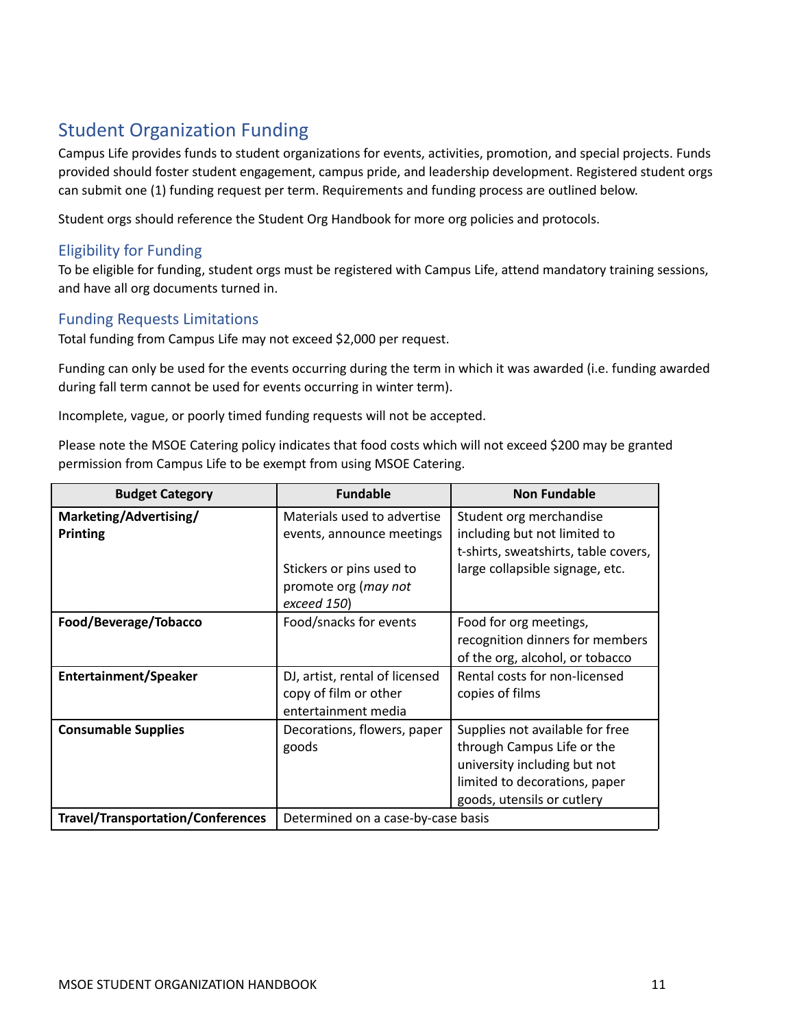## Student Organization Funding

Campus Life provides funds to student organizations for events, activities, promotion, and special projects. Funds provided should foster student engagement, campus pride, and leadership development. Registered student orgs can submit one (1) funding request per term. Requirements and funding process are outlined below.

Student orgs should reference the Student Org Handbook for more org policies and protocols.

### Eligibility for Funding

To be eligible for funding, student orgs must be registered with Campus Life, attend mandatory training sessions, and have all org documents turned in.

### Funding Requests Limitations

Total funding from Campus Life may not exceed $2,000 per request.

Funding can only be used for the events occurring during the term in which it was awarded (i.e. funding awarded during fall term cannot be used for events occurring in winter term).

Incomplete, vague, or poorly timed funding requests will not be accepted.

Please note the MSOE Catering policy indicates that food costs which will not exceed $200 may be granted permission from Campus Life to be exempt from using MSOE Catering.

| Budget Category | Fundable | Non Fundable |
|---|---|---|
| **Marketing/Advertising/ Printing** | Materials used to advertise events, announce meetings<br><br>Stickers or pins used to promote org (*may not exceed 150*) | Student org merchandise including but not limited to t-shirts, sweatshirts, table covers, large collapsible signage, etc. |
| **Food/Beverage/Tobacco** | Food/snacks for events | Food for org meetings, recognition dinners for members of the org, alcohol, or tobacco |
| **Entertainment/Speaker** | DJ, artist, rental of licensed copy of film or other entertainment media | Rental costs for non-licensed copies of films |
| **Consumable Supplies** | Decorations, flowers, paper goods | Supplies not available for free through Campus Life or the university including but not limited to decorations, paper goods, utensils or cutlery |
| **Travel/Transportation/Conferences** | Determined on a case-by-case basis | |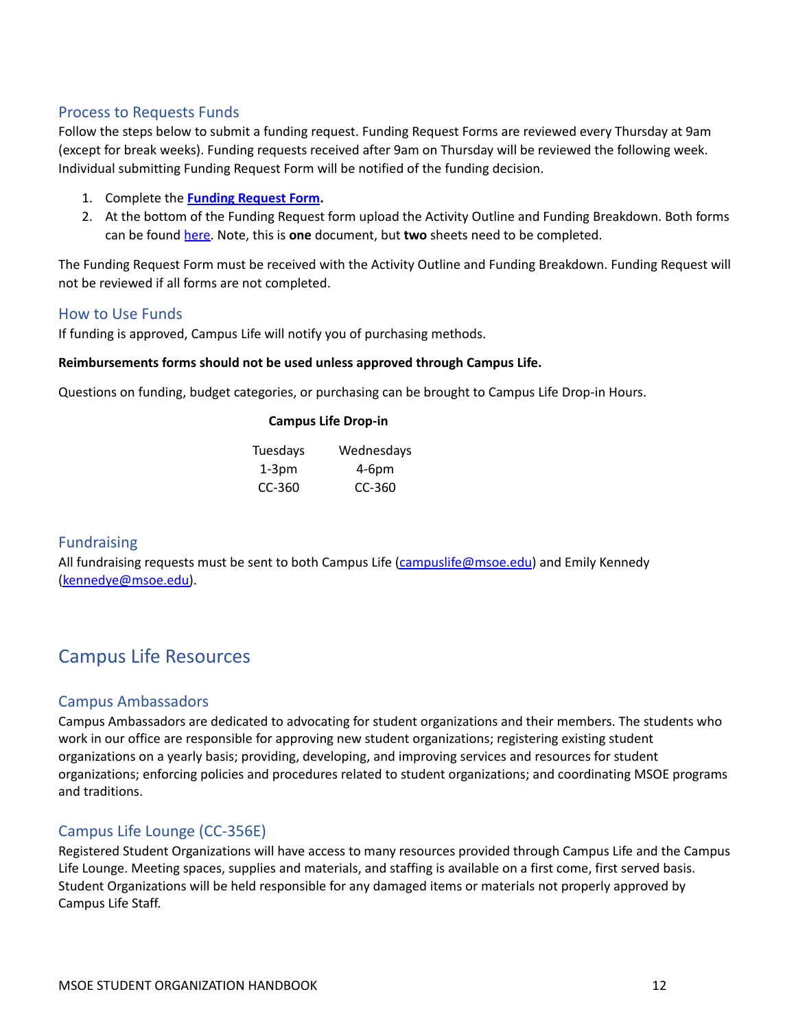### Process to Requests Funds

Follow the steps below to submit a funding request. Funding Request Forms are reviewed every Thursday at 9am (except for break weeks). Funding requests received after 9am on Thursday will be reviewed the following week. Individual submitting Funding Request Form will be notified of the funding decision.

1. Complete the **Funding Request Form.**
2. At the bottom of the Funding Request form upload the Activity Outline and Funding Breakdown. Both forms can be found here. Note, this is **one** document, but **two** sheets need to be completed.

The Funding Request Form must be received with the Activity Outline and Funding Breakdown. Funding Request will not be reviewed if all forms are not completed.

### How to Use Funds

If funding is approved, Campus Life will notify you of purchasing methods.

**Reimbursements forms should not be used unless approved through Campus Life.**

Questions on funding, budget categories, or purchasing can be brought to Campus Life Drop-in Hours.

**Campus Life Drop-in**

| Tuesdays | Wednesdays |
| --- | --- |
| 1-3pm | 4-6pm |
| CC-360 | CC-360 |

### Fundraising

All fundraising requests must be sent to both Campus Life (campuslife@msoe.edu) and Emily Kennedy (kennedye@msoe.edu).

## Campus Life Resources

### Campus Ambassadors

Campus Ambassadors are dedicated to advocating for student organizations and their members. The students who work in our office are responsible for approving new student organizations; registering existing student organizations on a yearly basis; providing, developing, and improving services and resources for student organizations; enforcing policies and procedures related to student organizations; and coordinating MSOE programs and traditions.

### Campus Life Lounge (CC-356E)

Registered Student Organizations will have access to many resources provided through Campus Life and the Campus Life Lounge. Meeting spaces, supplies and materials, and staffing is available on a first come, first served basis. Student Organizations will be held responsible for any damaged items or materials not properly approved by Campus Life Staff.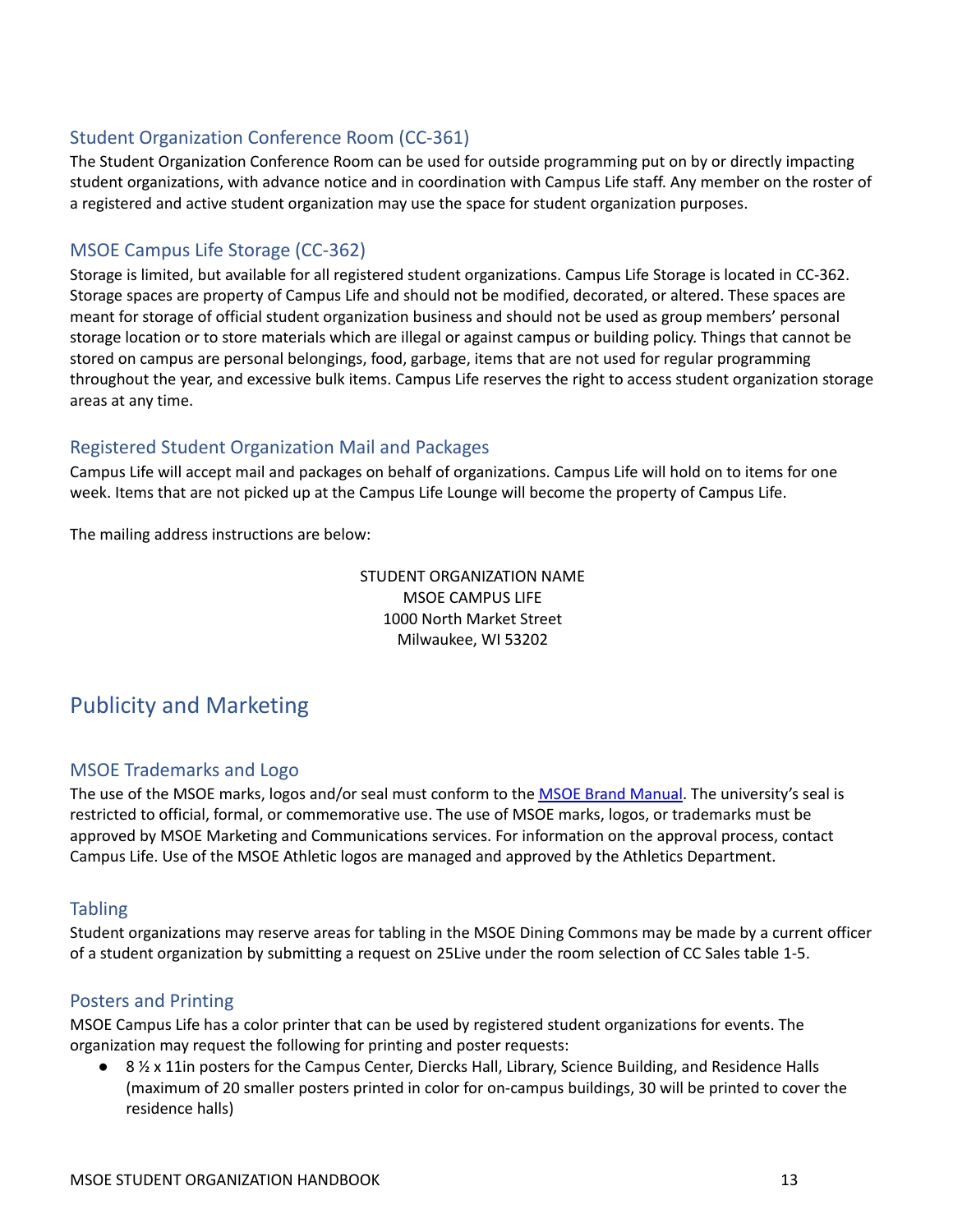### Student Organization Conference Room (CC-361)

The Student Organization Conference Room can be used for outside programming put on by or directly impacting student organizations, with advance notice and in coordination with Campus Life staff. Any member on the roster of a registered and active student organization may use the space for student organization purposes.

### MSOE Campus Life Storage (CC-362)

Storage is limited, but available for all registered student organizations. Campus Life Storage is located in CC-362. Storage spaces are property of Campus Life and should not be modified, decorated, or altered. These spaces are meant for storage of official student organization business and should not be used as group members' personal storage location or to store materials which are illegal or against campus or building policy. Things that cannot be stored on campus are personal belongings, food, garbage, items that are not used for regular programming throughout the year, and excessive bulk items. Campus Life reserves the right to access student organization storage areas at any time.

### Registered Student Organization Mail and Packages

Campus Life will accept mail and packages on behalf of organizations. Campus Life will hold on to items for one week. Items that are not picked up at the Campus Life Lounge will become the property of Campus Life.

The mailing address instructions are below:

STUDENT ORGANIZATION NAME
MSOE CAMPUS LIFE
1000 North Market Street
Milwaukee, WI 53202

## Publicity and Marketing

### MSOE Trademarks and Logo

The use of the MSOE marks, logos and/or seal must conform to the MSOE Brand Manual. The university's seal is restricted to official, formal, or commemorative use. The use of MSOE marks, logos, or trademarks must be approved by MSOE Marketing and Communications services. For information on the approval process, contact Campus Life. Use of the MSOE Athletic logos are managed and approved by the Athletics Department.

### Tabling

Student organizations may reserve areas for tabling in the MSOE Dining Commons may be made by a current officer of a student organization by submitting a request on 25Live under the room selection of CC Sales table 1-5.

### Posters and Printing

MSOE Campus Life has a color printer that can be used by registered student organizations for events. The organization may request the following for printing and poster requests:

- 8 ½ x 11in posters for the Campus Center, Diercks Hall, Library, Science Building, and Residence Halls (maximum of 20 smaller posters printed in color for on-campus buildings, 30 will be printed to cover the residence halls)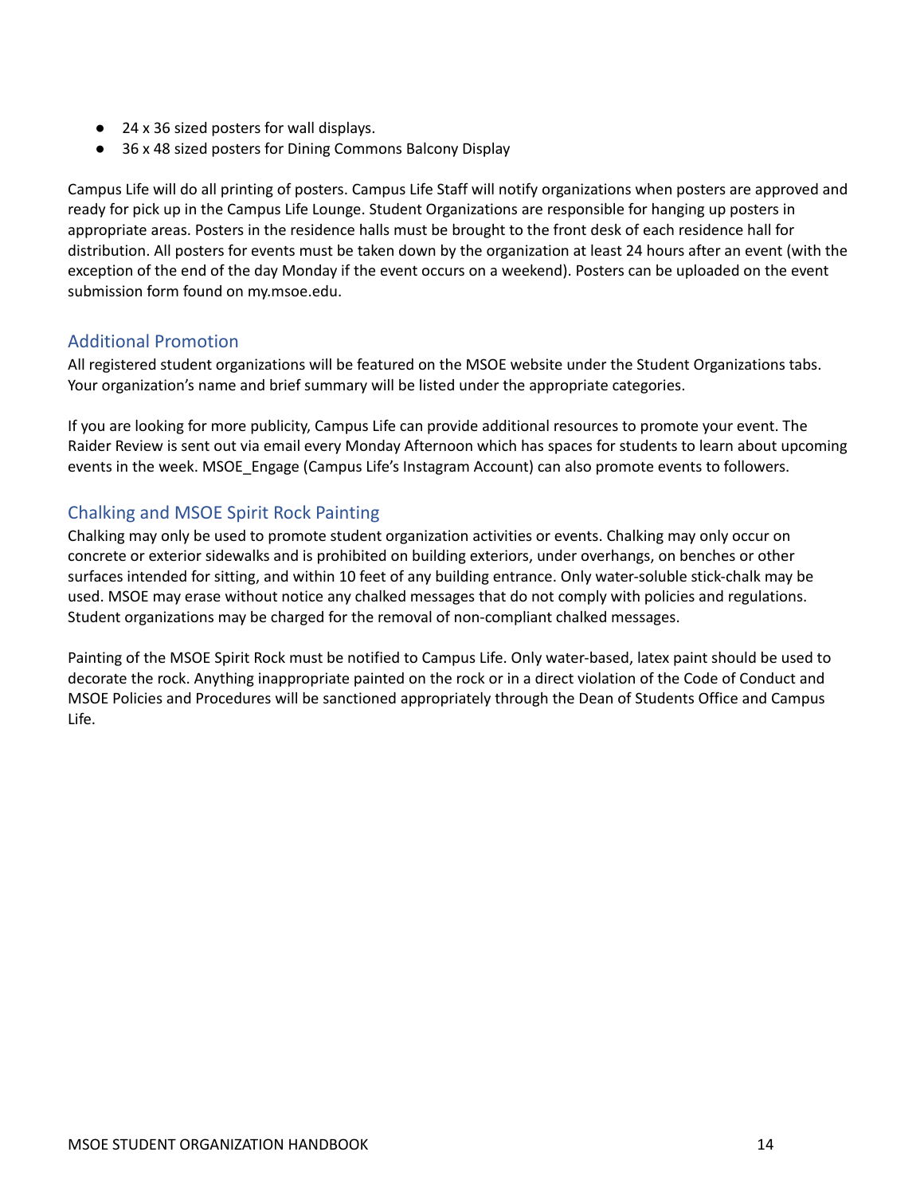- 24 x 36 sized posters for wall displays.
- 36 x 48 sized posters for Dining Commons Balcony Display

Campus Life will do all printing of posters. Campus Life Staff will notify organizations when posters are approved and ready for pick up in the Campus Life Lounge. Student Organizations are responsible for hanging up posters in appropriate areas. Posters in the residence halls must be brought to the front desk of each residence hall for distribution. All posters for events must be taken down by the organization at least 24 hours after an event (with the exception of the end of the day Monday if the event occurs on a weekend). Posters can be uploaded on the event submission form found on my.msoe.edu.

## Additional Promotion

All registered student organizations will be featured on the MSOE website under the Student Organizations tabs. Your organization's name and brief summary will be listed under the appropriate categories.

If you are looking for more publicity, Campus Life can provide additional resources to promote your event. The Raider Review is sent out via email every Monday Afternoon which has spaces for students to learn about upcoming events in the week. MSOE_Engage (Campus Life's Instagram Account) can also promote events to followers.

## Chalking and MSOE Spirit Rock Painting

Chalking may only be used to promote student organization activities or events. Chalking may only occur on concrete or exterior sidewalks and is prohibited on building exteriors, under overhangs, on benches or other surfaces intended for sitting, and within 10 feet of any building entrance. Only water-soluble stick-chalk may be used. MSOE may erase without notice any chalked messages that do not comply with policies and regulations. Student organizations may be charged for the removal of non-compliant chalked messages.

Painting of the MSOE Spirit Rock must be notified to Campus Life. Only water-based, latex paint should be used to decorate the rock. Anything inappropriate painted on the rock or in a direct violation of the Code of Conduct and MSOE Policies and Procedures will be sanctioned appropriately through the Dean of Students Office and Campus Life.